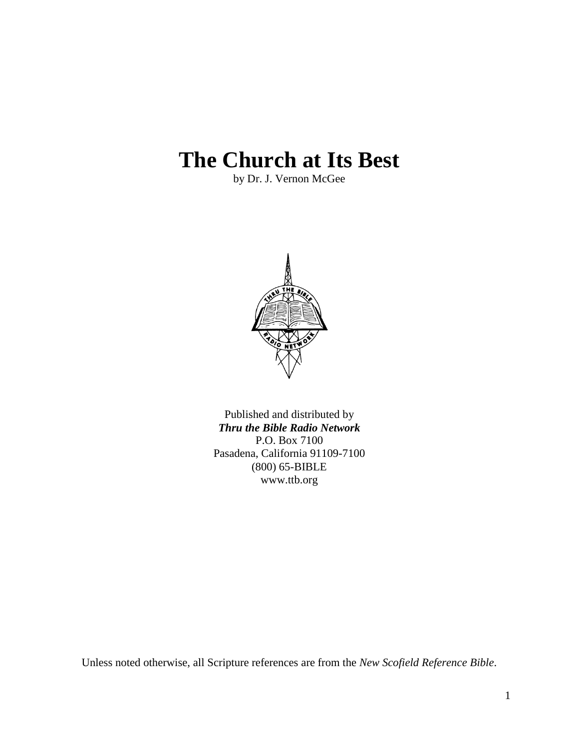# The Church at Its Best

by Dr. J. Vernon McGee

Published and distributed by
***Thru the Bible Radio Network***
P.O. Box 7100
Pasadena, California 91109-7100
(800) 65-BIBLE
www.ttb.org

Unless noted otherwise, all Scripture references are from the *New Scofield Reference Bible*.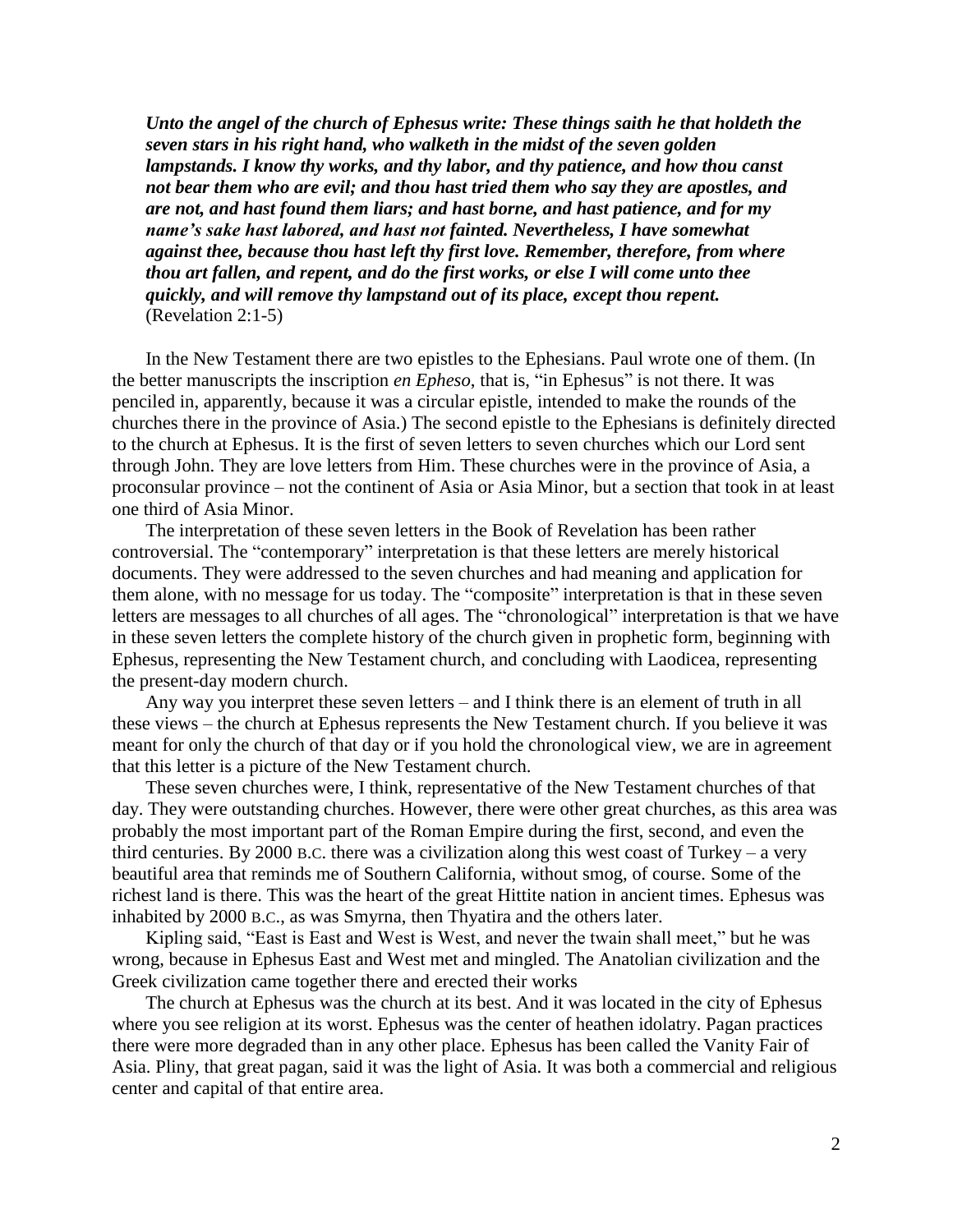***Unto the angel of the church of Ephesus write: These things saith he that holdeth the seven stars in his right hand, who walketh in the midst of the seven golden lampstands. I know thy works, and thy labor, and thy patience, and how thou canst not bear them who are evil; and thou hast tried them who say they are apostles, and are not, and hast found them liars; and hast borne, and hast patience, and for my name's sake hast labored, and hast not fainted. Nevertheless, I have somewhat against thee, because thou hast left thy first love. Remember, therefore, from where thou art fallen, and repent, and do the first works, or else I will come unto thee quickly, and will remove thy lampstand out of its place, except thou repent.***
(Revelation 2:1-5)

In the New Testament there are two epistles to the Ephesians. Paul wrote one of them. (In the better manuscripts the inscription *en Epheso*, that is, "in Ephesus" is not there. It was penciled in, apparently, because it was a circular epistle, intended to make the rounds of the churches there in the province of Asia.) The second epistle to the Ephesians is definitely directed to the church at Ephesus. It is the first of seven letters to seven churches which our Lord sent through John. They are love letters from Him. These churches were in the province of Asia, a proconsular province – not the continent of Asia or Asia Minor, but a section that took in at least one third of Asia Minor.

The interpretation of these seven letters in the Book of Revelation has been rather controversial. The "contemporary" interpretation is that these letters are merely historical documents. They were addressed to the seven churches and had meaning and application for them alone, with no message for us today. The "composite" interpretation is that in these seven letters are messages to all churches of all ages. The "chronological" interpretation is that we have in these seven letters the complete history of the church given in prophetic form, beginning with Ephesus, representing the New Testament church, and concluding with Laodicea, representing the present-day modern church.

Any way you interpret these seven letters – and I think there is an element of truth in all these views – the church at Ephesus represents the New Testament church. If you believe it was meant for only the church of that day or if you hold the chronological view, we are in agreement that this letter is a picture of the New Testament church.

These seven churches were, I think, representative of the New Testament churches of that day. They were outstanding churches. However, there were other great churches, as this area was probably the most important part of the Roman Empire during the first, second, and even the third centuries. By 2000 B.C. there was a civilization along this west coast of Turkey – a very beautiful area that reminds me of Southern California, without smog, of course. Some of the richest land is there. This was the heart of the great Hittite nation in ancient times. Ephesus was inhabited by 2000 B.C., as was Smyrna, then Thyatira and the others later.

Kipling said, "East is East and West is West, and never the twain shall meet," but he was wrong, because in Ephesus East and West met and mingled. The Anatolian civilization and the Greek civilization came together there and erected their works

The church at Ephesus was the church at its best. And it was located in the city of Ephesus where you see religion at its worst. Ephesus was the center of heathen idolatry. Pagan practices there were more degraded than in any other place. Ephesus has been called the Vanity Fair of Asia. Pliny, that great pagan, said it was the light of Asia. It was both a commercial and religious center and capital of that entire area.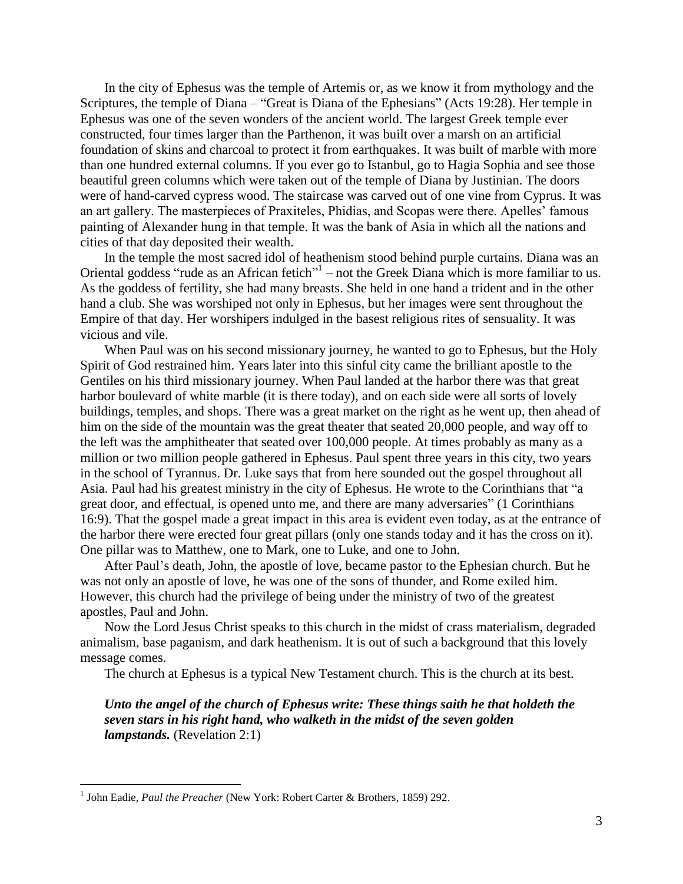In the city of Ephesus was the temple of Artemis or, as we know it from mythology and the Scriptures, the temple of Diana – "Great is Diana of the Ephesians" (Acts 19:28). Her temple in Ephesus was one of the seven wonders of the ancient world. The largest Greek temple ever constructed, four times larger than the Parthenon, it was built over a marsh on an artificial foundation of skins and charcoal to protect it from earthquakes. It was built of marble with more than one hundred external columns. If you ever go to Istanbul, go to Hagia Sophia and see those beautiful green columns which were taken out of the temple of Diana by Justinian. The doors were of hand-carved cypress wood. The staircase was carved out of one vine from Cyprus. It was an art gallery. The masterpieces of Praxiteles, Phidias, and Scopas were there. Apelles' famous painting of Alexander hung in that temple. It was the bank of Asia in which all the nations and cities of that day deposited their wealth.

In the temple the most sacred idol of heathenism stood behind purple curtains. Diana was an Oriental goddess "rude as an African fetich"[1] – not the Greek Diana which is more familiar to us. As the goddess of fertility, she had many breasts. She held in one hand a trident and in the other hand a club. She was worshiped not only in Ephesus, but her images were sent throughout the Empire of that day. Her worshipers indulged in the basest religious rites of sensuality. It was vicious and vile.

When Paul was on his second missionary journey, he wanted to go to Ephesus, but the Holy Spirit of God restrained him. Years later into this sinful city came the brilliant apostle to the Gentiles on his third missionary journey. When Paul landed at the harbor there was that great harbor boulevard of white marble (it is there today), and on each side were all sorts of lovely buildings, temples, and shops. There was a great market on the right as he went up, then ahead of him on the side of the mountain was the great theater that seated 20,000 people, and way off to the left was the amphitheater that seated over 100,000 people. At times probably as many as a million or two million people gathered in Ephesus. Paul spent three years in this city, two years in the school of Tyrannus. Dr. Luke says that from here sounded out the gospel throughout all Asia. Paul had his greatest ministry in the city of Ephesus. He wrote to the Corinthians that "a great door, and effectual, is opened unto me, and there are many adversaries" (1 Corinthians 16:9). That the gospel made a great impact in this area is evident even today, as at the entrance of the harbor there were erected four great pillars (only one stands today and it has the cross on it). One pillar was to Matthew, one to Mark, one to Luke, and one to John.

After Paul's death, John, the apostle of love, became pastor to the Ephesian church. But he was not only an apostle of love, he was one of the sons of thunder, and Rome exiled him. However, this church had the privilege of being under the ministry of two of the greatest apostles, Paul and John.

Now the Lord Jesus Christ speaks to this church in the midst of crass materialism, degraded animalism, base paganism, and dark heathenism. It is out of such a background that this lovely message comes.

The church at Ephesus is a typical New Testament church. This is the church at its best.

> ***Unto the angel of the church of Ephesus write: These things saith he that holdeth the seven stars in his right hand, who walketh in the midst of the seven golden lampstands.*** (Revelation 2:1)

---

[1] John Eadie, *Paul the Preacher* (New York: Robert Carter & Brothers, 1859) 292.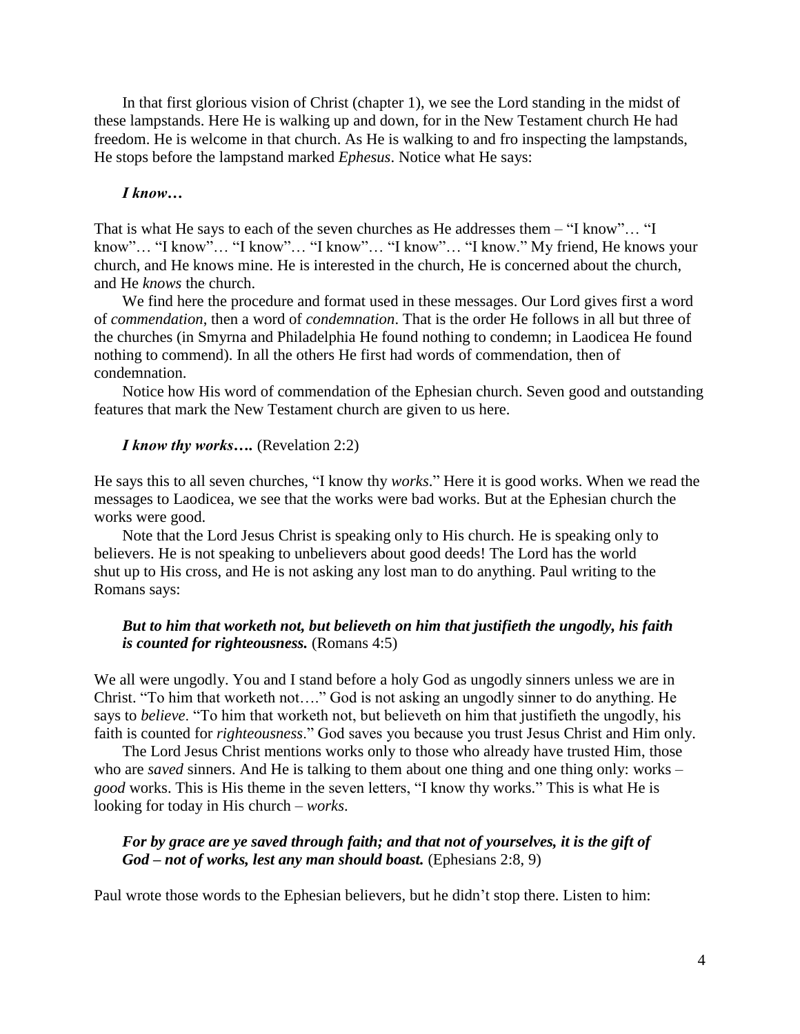In that first glorious vision of Christ (chapter 1), we see the Lord standing in the midst of these lampstands. Here He is walking up and down, for in the New Testament church He had freedom. He is welcome in that church. As He is walking to and fro inspecting the lampstands, He stops before the lampstand marked *Ephesus*. Notice what He says:

> ***I know…***

That is what He says to each of the seven churches as He addresses them – "I know"… "I know"… "I know"… "I know"… "I know"… "I know"… "I know." My friend, He knows your church, and He knows mine. He is interested in the church, He is concerned about the church, and He *knows* the church.

We find here the procedure and format used in these messages. Our Lord gives first a word of *commendation*, then a word of *condemnation*. That is the order He follows in all but three of the churches (in Smyrna and Philadelphia He found nothing to condemn; in Laodicea He found nothing to commend). In all the others He first had words of commendation, then of condemnation.

Notice how His word of commendation of the Ephesian church. Seven good and outstanding features that mark the New Testament church are given to us here.

> ***I know thy works….*** (Revelation 2:2)

He says this to all seven churches, "I know thy *works*." Here it is good works. When we read the messages to Laodicea, we see that the works were bad works. But at the Ephesian church the works were good.

Note that the Lord Jesus Christ is speaking only to His church. He is speaking only to believers. He is not speaking to unbelievers about good deeds! The Lord has the world shut up to His cross, and He is not asking any lost man to do anything. Paul writing to the Romans says:

> ***But to him that worketh not, but believeth on him that justifieth the ungodly, his faith is counted for righteousness.*** (Romans 4:5)

We all were ungodly. You and I stand before a holy God as ungodly sinners unless we are in Christ. "To him that worketh not…." God is not asking an ungodly sinner to do anything. He says to *believe*. "To him that worketh not, but believeth on him that justifieth the ungodly, his faith is counted for *righteousness*." God saves you because you trust Jesus Christ and Him only.

The Lord Jesus Christ mentions works only to those who already have trusted Him, those who are *saved* sinners. And He is talking to them about one thing and one thing only: works – *good* works. This is His theme in the seven letters, "I know thy works." This is what He is looking for today in His church – *works*.

> ***For by grace are ye saved through faith; and that not of yourselves, it is the gift of God – not of works, lest any man should boast.*** (Ephesians 2:8, 9)

Paul wrote those words to the Ephesian believers, but he didn't stop there. Listen to him: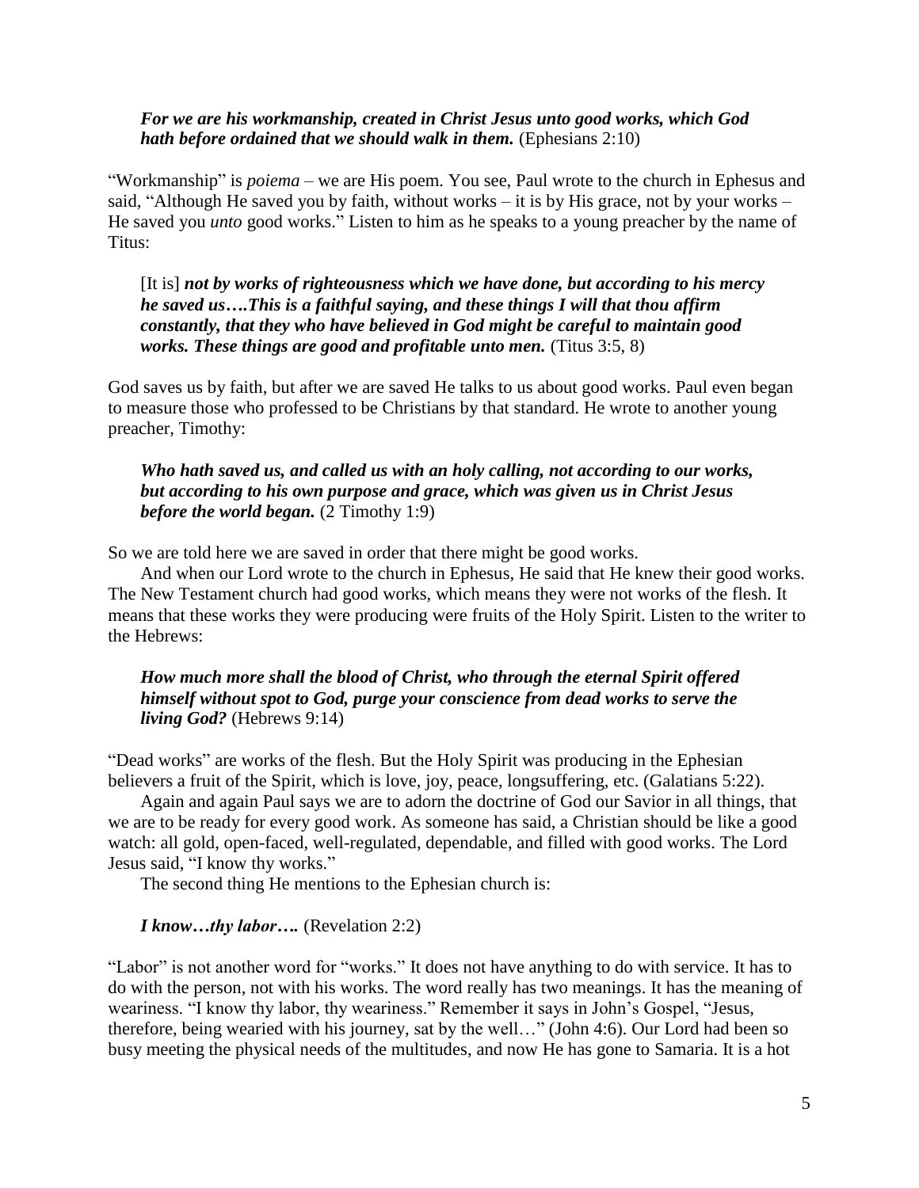> ***For we are his workmanship, created in Christ Jesus unto good works, which God hath before ordained that we should walk in them.*** (Ephesians 2:10)

"Workmanship" is *poiema* – we are His poem. You see, Paul wrote to the church in Ephesus and said, "Although He saved you by faith, without works – it is by His grace, not by your works – He saved you *unto* good works." Listen to him as he speaks to a young preacher by the name of Titus:

> [It is] ***not by works of righteousness which we have done, but according to his mercy he saved us….This is a faithful saying, and these things I will that thou affirm constantly, that they who have believed in God might be careful to maintain good works. These things are good and profitable unto men.*** (Titus 3:5, 8)

God saves us by faith, but after we are saved He talks to us about good works. Paul even began to measure those who professed to be Christians by that standard. He wrote to another young preacher, Timothy:

> ***Who hath saved us, and called us with an holy calling, not according to our works, but according to his own purpose and grace, which was given us in Christ Jesus before the world began.*** (2 Timothy 1:9)

So we are told here we are saved in order that there might be good works.

And when our Lord wrote to the church in Ephesus, He said that He knew their good works. The New Testament church had good works, which means they were not works of the flesh. It means that these works they were producing were fruits of the Holy Spirit. Listen to the writer to the Hebrews:

> ***How much more shall the blood of Christ, who through the eternal Spirit offered himself without spot to God, purge your conscience from dead works to serve the living God?*** (Hebrews 9:14)

"Dead works" are works of the flesh. But the Holy Spirit was producing in the Ephesian believers a fruit of the Spirit, which is love, joy, peace, longsuffering, etc. (Galatians 5:22).

Again and again Paul says we are to adorn the doctrine of God our Savior in all things, that we are to be ready for every good work. As someone has said, a Christian should be like a good watch: all gold, open-faced, well-regulated, dependable, and filled with good works. The Lord Jesus said, "I know thy works."

The second thing He mentions to the Ephesian church is:

> ***I know…thy labor….*** (Revelation 2:2)

"Labor" is not another word for "works." It does not have anything to do with service. It has to do with the person, not with his works. The word really has two meanings. It has the meaning of weariness. "I know thy labor, thy weariness." Remember it says in John's Gospel, "Jesus, therefore, being wearied with his journey, sat by the well…" (John 4:6). Our Lord had been so busy meeting the physical needs of the multitudes, and now He has gone to Samaria. It is a hot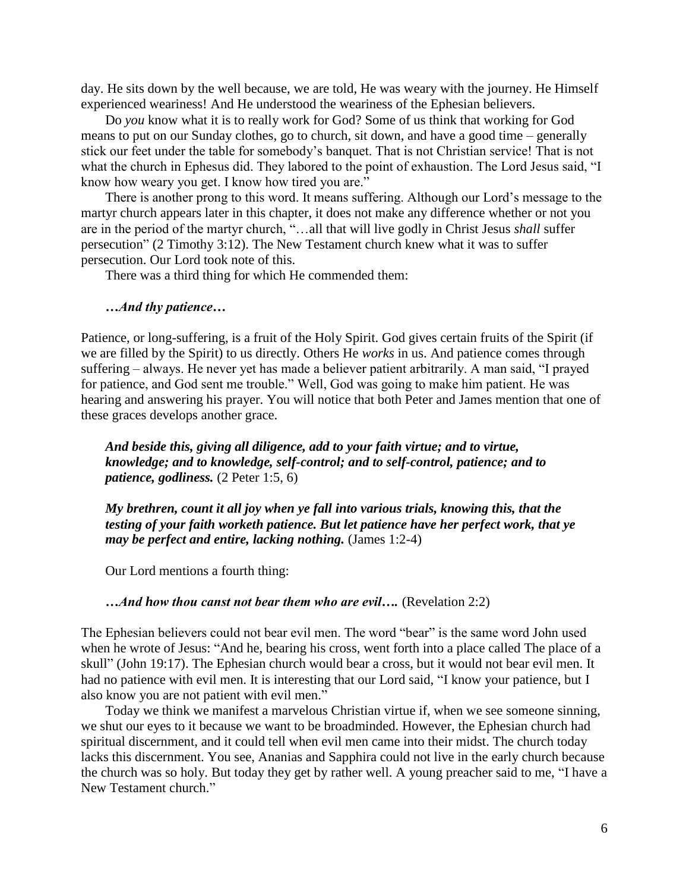day. He sits down by the well because, we are told, He was weary with the journey. He Himself experienced weariness! And He understood the weariness of the Ephesian believers.

Do *you* know what it is to really work for God? Some of us think that working for God means to put on our Sunday clothes, go to church, sit down, and have a good time – generally stick our feet under the table for somebody's banquet. That is not Christian service! That is not what the church in Ephesus did. They labored to the point of exhaustion. The Lord Jesus said, "I know how weary you get. I know how tired you are."

There is another prong to this word. It means suffering. Although our Lord's message to the martyr church appears later in this chapter, it does not make any difference whether or not you are in the period of the martyr church, "…all that will live godly in Christ Jesus *shall* suffer persecution" (2 Timothy 3:12). The New Testament church knew what it was to suffer persecution. Our Lord took note of this.

There was a third thing for which He commended them:

***…And thy patience…***

Patience, or long-suffering, is a fruit of the Holy Spirit. God gives certain fruits of the Spirit (if we are filled by the Spirit) to us directly. Others He *works* in us. And patience comes through suffering – always. He never yet has made a believer patient arbitrarily. A man said, "I prayed for patience, and God sent me trouble." Well, God was going to make him patient. He was hearing and answering his prayer. You will notice that both Peter and James mention that one of these graces develops another grace.

> ***And beside this, giving all diligence, add to your faith virtue; and to virtue, knowledge; and to knowledge, self-control; and to self-control, patience; and to patience, godliness.*** (2 Peter 1:5, 6)

> ***My brethren, count it all joy when ye fall into various trials, knowing this, that the testing of your faith worketh patience. But let patience have her perfect work, that ye may be perfect and entire, lacking nothing.*** (James 1:2-4)

Our Lord mentions a fourth thing:

***…And how thou canst not bear them who are evil….*** (Revelation 2:2)

The Ephesian believers could not bear evil men. The word "bear" is the same word John used when he wrote of Jesus: "And he, bearing his cross, went forth into a place called The place of a skull" (John 19:17). The Ephesian church would bear a cross, but it would not bear evil men. It had no patience with evil men. It is interesting that our Lord said, "I know your patience, but I also know you are not patient with evil men."

Today we think we manifest a marvelous Christian virtue if, when we see someone sinning, we shut our eyes to it because we want to be broadminded. However, the Ephesian church had spiritual discernment, and it could tell when evil men came into their midst. The church today lacks this discernment. You see, Ananias and Sapphira could not live in the early church because the church was so holy. But today they get by rather well. A young preacher said to me, "I have a New Testament church."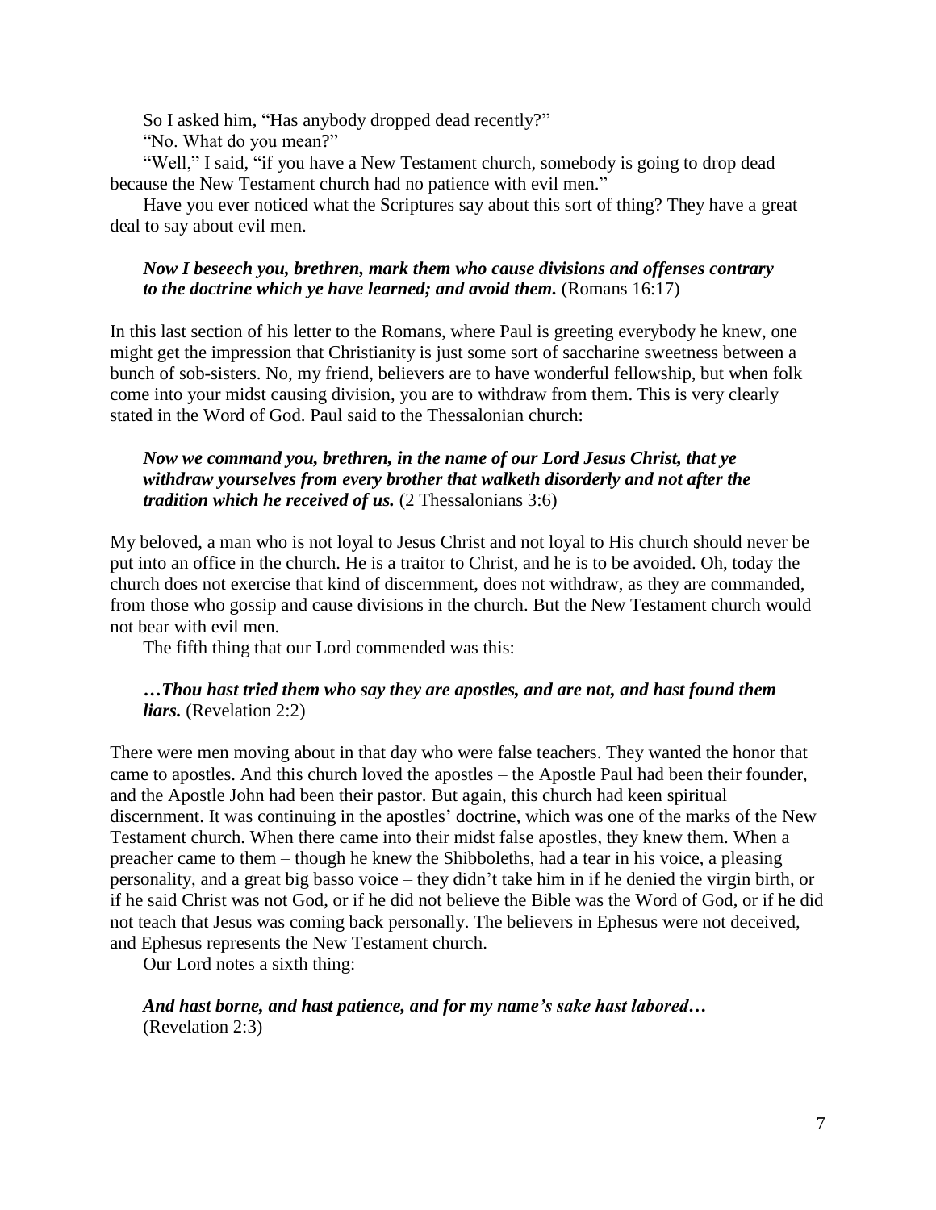So I asked him, "Has anybody dropped dead recently?"

"No. What do you mean?"

"Well," I said, "if you have a New Testament church, somebody is going to drop dead because the New Testament church had no patience with evil men."

Have you ever noticed what the Scriptures say about this sort of thing? They have a great deal to say about evil men.

> ***Now I beseech you, brethren, mark them who cause divisions and offenses contrary to the doctrine which ye have learned; and avoid them.*** (Romans 16:17)

In this last section of his letter to the Romans, where Paul is greeting everybody he knew, one might get the impression that Christianity is just some sort of saccharine sweetness between a bunch of sob-sisters. No, my friend, believers are to have wonderful fellowship, but when folk come into your midst causing division, you are to withdraw from them. This is very clearly stated in the Word of God. Paul said to the Thessalonian church:

> ***Now we command you, brethren, in the name of our Lord Jesus Christ, that ye withdraw yourselves from every brother that walketh disorderly and not after the tradition which he received of us.*** (2 Thessalonians 3:6)

My beloved, a man who is not loyal to Jesus Christ and not loyal to His church should never be put into an office in the church. He is a traitor to Christ, and he is to be avoided. Oh, today the church does not exercise that kind of discernment, does not withdraw, as they are commanded, from those who gossip and cause divisions in the church. But the New Testament church would not bear with evil men.

The fifth thing that our Lord commended was this:

> ***…Thou hast tried them who say they are apostles, and are not, and hast found them liars.*** (Revelation 2:2)

There were men moving about in that day who were false teachers. They wanted the honor that came to apostles. And this church loved the apostles – the Apostle Paul had been their founder, and the Apostle John had been their pastor. But again, this church had keen spiritual discernment. It was continuing in the apostles' doctrine, which was one of the marks of the New Testament church. When there came into their midst false apostles, they knew them. When a preacher came to them – though he knew the Shibboleths, had a tear in his voice, a pleasing personality, and a great big basso voice – they didn't take him in if he denied the virgin birth, or if he said Christ was not God, or if he did not believe the Bible was the Word of God, or if he did not teach that Jesus was coming back personally. The believers in Ephesus were not deceived, and Ephesus represents the New Testament church.

Our Lord notes a sixth thing:

> ***And hast borne, and hast patience, and for my name's sake hast labored…*** (Revelation 2:3)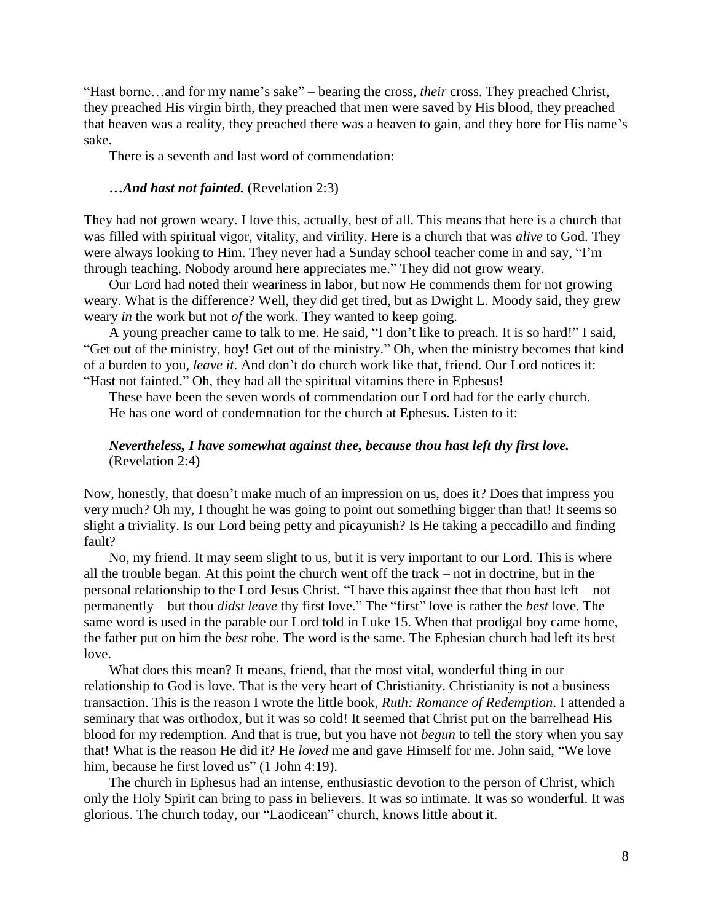"Hast borne…and for my name's sake" – bearing the cross, *their* cross. They preached Christ, they preached His virgin birth, they preached that men were saved by His blood, they preached that heaven was a reality, they preached there was a heaven to gain, and they bore for His name's sake.

There is a seventh and last word of commendation:

> ***…And hast not fainted.*** (Revelation 2:3)

They had not grown weary. I love this, actually, best of all. This means that here is a church that was filled with spiritual vigor, vitality, and virility. Here is a church that was *alive* to God. They were always looking to Him. They never had a Sunday school teacher come in and say, "I'm through teaching. Nobody around here appreciates me." They did not grow weary.

Our Lord had noted their weariness in labor, but now He commends them for not growing weary. What is the difference? Well, they did get tired, but as Dwight L. Moody said, they grew weary *in* the work but not *of* the work. They wanted to keep going.

A young preacher came to talk to me. He said, "I don't like to preach. It is so hard!" I said, "Get out of the ministry, boy! Get out of the ministry." Oh, when the ministry becomes that kind of a burden to you, *leave it*. And don't do church work like that, friend. Our Lord notices it: "Hast not fainted." Oh, they had all the spiritual vitamins there in Ephesus!

These have been the seven words of commendation our Lord had for the early church.

He has one word of condemnation for the church at Ephesus. Listen to it:

> ***Nevertheless, I have somewhat against thee, because thou hast left thy first love.*** (Revelation 2:4)

Now, honestly, that doesn't make much of an impression on us, does it? Does that impress you very much? Oh my, I thought he was going to point out something bigger than that! It seems so slight a triviality. Is our Lord being petty and picayunish? Is He taking a peccadillo and finding fault?

No, my friend. It may seem slight to us, but it is very important to our Lord. This is where all the trouble began. At this point the church went off the track – not in doctrine, but in the personal relationship to the Lord Jesus Christ. "I have this against thee that thou hast left – not permanently – but thou *didst leave* thy first love." The "first" love is rather the *best* love. The same word is used in the parable our Lord told in Luke 15. When that prodigal boy came home, the father put on him the *best* robe. The word is the same. The Ephesian church had left its best love.

What does this mean? It means, friend, that the most vital, wonderful thing in our relationship to God is love. That is the very heart of Christianity. Christianity is not a business transaction. This is the reason I wrote the little book, *Ruth: Romance of Redemption*. I attended a seminary that was orthodox, but it was so cold! It seemed that Christ put on the barrelhead His blood for my redemption. And that is true, but you have not *begun* to tell the story when you say that! What is the reason He did it? He *loved* me and gave Himself for me. John said, "We love him, because he first loved us" (1 John 4:19).

The church in Ephesus had an intense, enthusiastic devotion to the person of Christ, which only the Holy Spirit can bring to pass in believers. It was so intimate. It was so wonderful. It was glorious. The church today, our "Laodicean" church, knows little about it.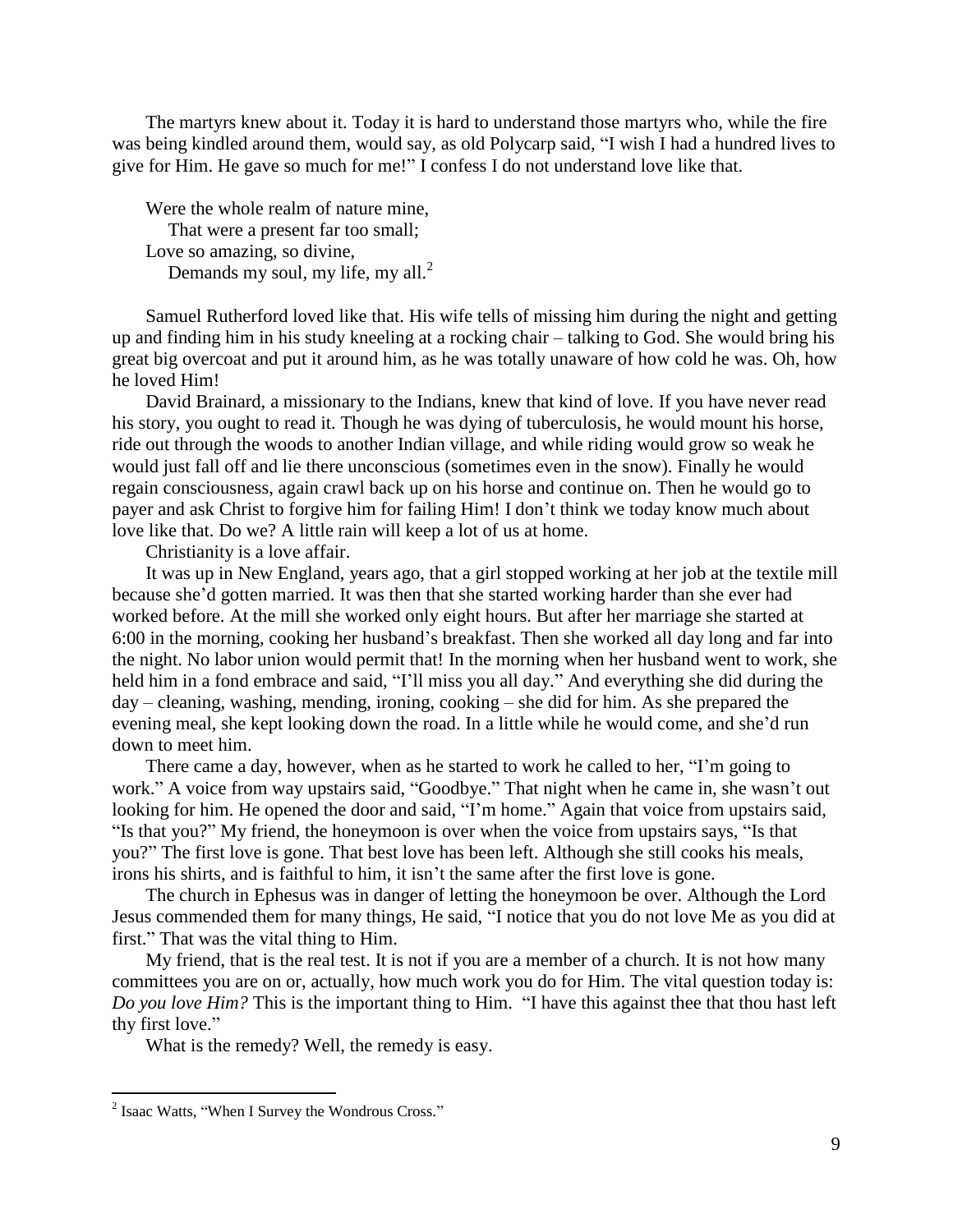The martyrs knew about it. Today it is hard to understand those martyrs who, while the fire was being kindled around them, would say, as old Polycarp said, "I wish I had a hundred lives to give for Him. He gave so much for me!" I confess I do not understand love like that.

> Were the whole realm of nature mine,
> That were a present far too small;
> Love so amazing, so divine,
> Demands my soul, my life, my all.[2]

Samuel Rutherford loved like that. His wife tells of missing him during the night and getting up and finding him in his study kneeling at a rocking chair – talking to God. She would bring his great big overcoat and put it around him, as he was totally unaware of how cold he was. Oh, how he loved Him!

David Brainard, a missionary to the Indians, knew that kind of love. If you have never read his story, you ought to read it. Though he was dying of tuberculosis, he would mount his horse, ride out through the woods to another Indian village, and while riding would grow so weak he would just fall off and lie there unconscious (sometimes even in the snow). Finally he would regain consciousness, again crawl back up on his horse and continue on. Then he would go to payer and ask Christ to forgive him for failing Him! I don't think we today know much about love like that. Do we? A little rain will keep a lot of us at home.

Christianity is a love affair.

It was up in New England, years ago, that a girl stopped working at her job at the textile mill because she'd gotten married. It was then that she started working harder than she ever had worked before. At the mill she worked only eight hours. But after her marriage she started at 6:00 in the morning, cooking her husband's breakfast. Then she worked all day long and far into the night. No labor union would permit that! In the morning when her husband went to work, she held him in a fond embrace and said, "I'll miss you all day." And everything she did during the day – cleaning, washing, mending, ironing, cooking – she did for him. As she prepared the evening meal, she kept looking down the road. In a little while he would come, and she'd run down to meet him.

There came a day, however, when as he started to work he called to her, "I'm going to work." A voice from way upstairs said, "Goodbye." That night when he came in, she wasn't out looking for him. He opened the door and said, "I'm home." Again that voice from upstairs said, "Is that you?" My friend, the honeymoon is over when the voice from upstairs says, "Is that you?" The first love is gone. That best love has been left. Although she still cooks his meals, irons his shirts, and is faithful to him, it isn't the same after the first love is gone.

The church in Ephesus was in danger of letting the honeymoon be over. Although the Lord Jesus commended them for many things, He said, "I notice that you do not love Me as you did at first." That was the vital thing to Him.

My friend, that is the real test. It is not if you are a member of a church. It is not how many committees you are on or, actually, how much work you do for Him. The vital question today is: *Do you love Him?* This is the important thing to Him. "I have this against thee that thou hast left thy first love."

What is the remedy? Well, the remedy is easy.

---

[2] Isaac Watts, "When I Survey the Wondrous Cross."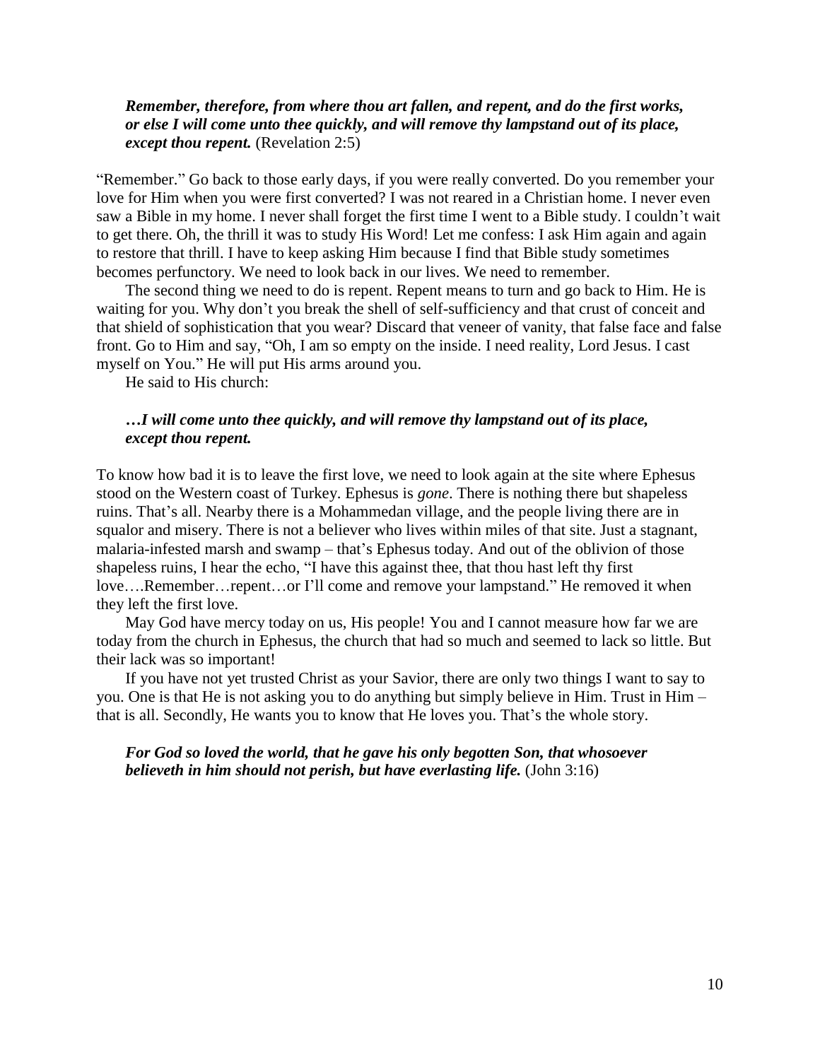***Remember, therefore, from where thou art fallen, and repent, and do the first works, or else I will come unto thee quickly, and will remove thy lampstand out of its place, except thou repent.*** (Revelation 2:5)

"Remember." Go back to those early days, if you were really converted. Do you remember your love for Him when you were first converted? I was not reared in a Christian home. I never even saw a Bible in my home. I never shall forget the first time I went to a Bible study. I couldn't wait to get there. Oh, the thrill it was to study His Word! Let me confess: I ask Him again and again to restore that thrill. I have to keep asking Him because I find that Bible study sometimes becomes perfunctory. We need to look back in our lives. We need to remember.

The second thing we need to do is repent. Repent means to turn and go back to Him. He is waiting for you. Why don't you break the shell of self-sufficiency and that crust of conceit and that shield of sophistication that you wear? Discard that veneer of vanity, that false face and false front. Go to Him and say, "Oh, I am so empty on the inside. I need reality, Lord Jesus. I cast myself on You." He will put His arms around you.

He said to His church:

***…I will come unto thee quickly, and will remove thy lampstand out of its place, except thou repent.***

To know how bad it is to leave the first love, we need to look again at the site where Ephesus stood on the Western coast of Turkey. Ephesus is *gone*. There is nothing there but shapeless ruins. That's all. Nearby there is a Mohammedan village, and the people living there are in squalor and misery. There is not a believer who lives within miles of that site. Just a stagnant, malaria-infested marsh and swamp – that's Ephesus today. And out of the oblivion of those shapeless ruins, I hear the echo, "I have this against thee, that thou hast left thy first love….Remember…repent…or I'll come and remove your lampstand." He removed it when they left the first love.

May God have mercy today on us, His people! You and I cannot measure how far we are today from the church in Ephesus, the church that had so much and seemed to lack so little. But their lack was so important!

If you have not yet trusted Christ as your Savior, there are only two things I want to say to you. One is that He is not asking you to do anything but simply believe in Him. Trust in Him – that is all. Secondly, He wants you to know that He loves you. That's the whole story.

***For God so loved the world, that he gave his only begotten Son, that whosoever believeth in him should not perish, but have everlasting life.*** (John 3:16)